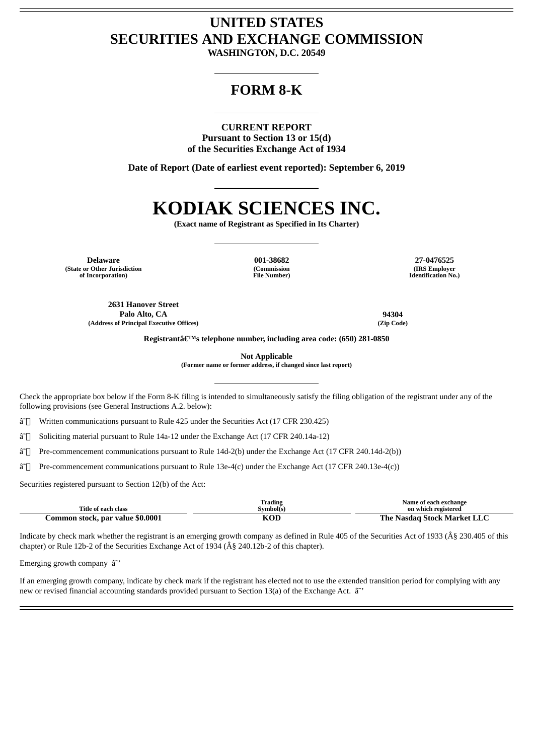# UNITED STATES
# SECURITIES AND EXCHANGE COMMISSION

**WASHINGTON, D.C. 20549**

---

# FORM 8-K

---

**CURRENT REPORT**
**Pursuant to Section 13 or 15(d)**
**of the Securities Exchange Act of 1934**

**Date of Report (Date of earliest event reported): September 6, 2019**

---

# KODIAK SCIENCES INC.

**(Exact name of Registrant as Specified in Its Charter)**

---

| Delaware | 001-38682 | 27-0476525 |
|---|---|---|
| (State or Other Jurisdiction of Incorporation) | (Commission File Number) | (IRS Employer Identification No.) |

| 2631 Hanover Street Palo Alto, CA | 94304 |
|---|---|
| (Address of Principal Executive Offices) | (Zip Code) |

**Registrantâ€™s telephone number, including area code: (650) 281-0850**

**Not Applicable**
**(Former name or former address, if changed since last report)**

---

Check the appropriate box below if the Form 8-K filing is intended to simultaneously satisfy the filing obligation of the registrant under any of the following provisions (see General Instructions A.2. below):

â˜ Written communications pursuant to Rule 425 under the Securities Act (17 CFR 230.425)

â˜ Soliciting material pursuant to Rule 14a-12 under the Exchange Act (17 CFR 240.14a-12)

â˜ Pre-commencement communications pursuant to Rule 14d-2(b) under the Exchange Act (17 CFR 240.14d-2(b))

â˜ Pre-commencement communications pursuant to Rule 13e-4(c) under the Exchange Act (17 CFR 240.13e-4(c))

Securities registered pursuant to Section 12(b) of the Act:

| Title of each class | Trading Symbol(s) | Name of each exchange on which registered |
|---|---|---|
| **Common stock, par value $0.0001** | **KOD** | **The Nasdaq Stock Market LLC** |

Indicate by check mark whether the registrant is an emerging growth company as defined in Rule 405 of the Securities Act of 1933 (Â§ 230.405 of this chapter) or Rule 12b-2 of the Securities Exchange Act of 1934 (Â§ 240.12b-2 of this chapter).

Emerging growth company â˜’

If an emerging growth company, indicate by check mark if the registrant has elected not to use the extended transition period for complying with any new or revised financial accounting standards provided pursuant to Section 13(a) of the Exchange Act. â˜’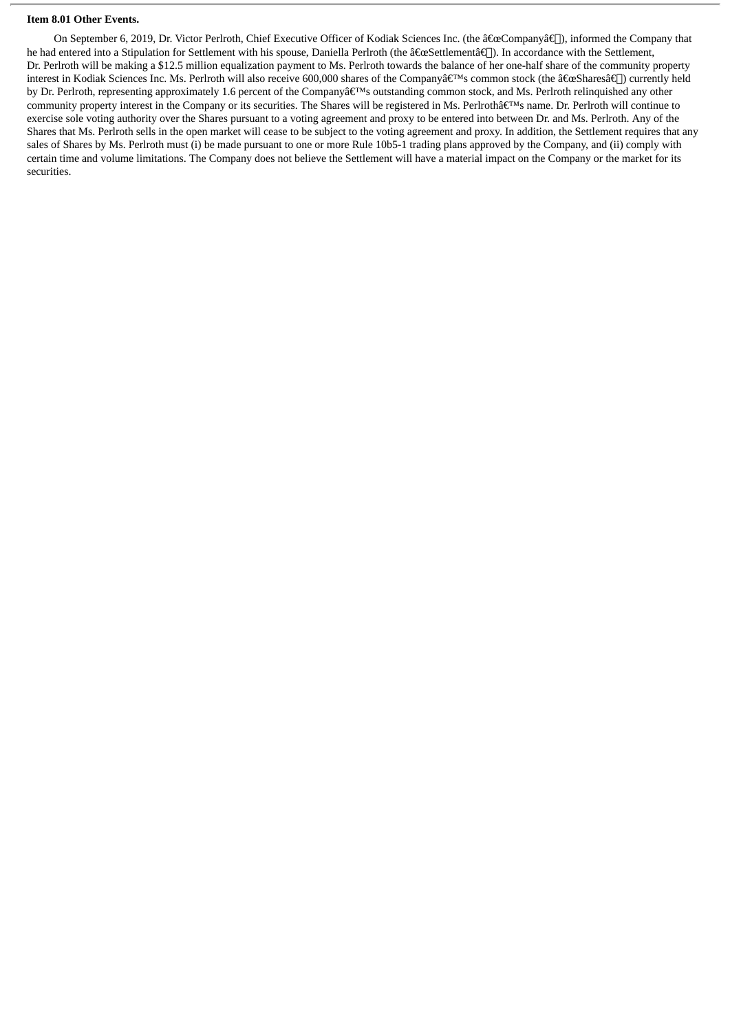**Item 8.01 Other Events.**

On September 6, 2019, Dr. Victor Perlroth, Chief Executive Officer of Kodiak Sciences Inc. (the “Company”), informed the Company that he had entered into a Stipulation for Settlement with his spouse, Daniella Perlroth (the “Settlement”). In accordance with the Settlement, Dr. Perlroth will be making a $12.5 million equalization payment to Ms. Perlroth towards the balance of her one-half share of the community property interest in Kodiak Sciences Inc. Ms. Perlroth will also receive 600,000 shares of the Company’s common stock (the “Shares”) currently held by Dr. Perlroth, representing approximately 1.6 percent of the Company’s outstanding common stock, and Ms. Perlroth relinquished any other community property interest in the Company or its securities. The Shares will be registered in Ms. Perlroth’s name. Dr. Perlroth will continue to exercise sole voting authority over the Shares pursuant to a voting agreement and proxy to be entered into between Dr. and Ms. Perlroth. Any of the Shares that Ms. Perlroth sells in the open market will cease to be subject to the voting agreement and proxy. In addition, the Settlement requires that any sales of Shares by Ms. Perlroth must (i) be made pursuant to one or more Rule 10b5-1 trading plans approved by the Company, and (ii) comply with certain time and volume limitations. The Company does not believe the Settlement will have a material impact on the Company or the market for its securities.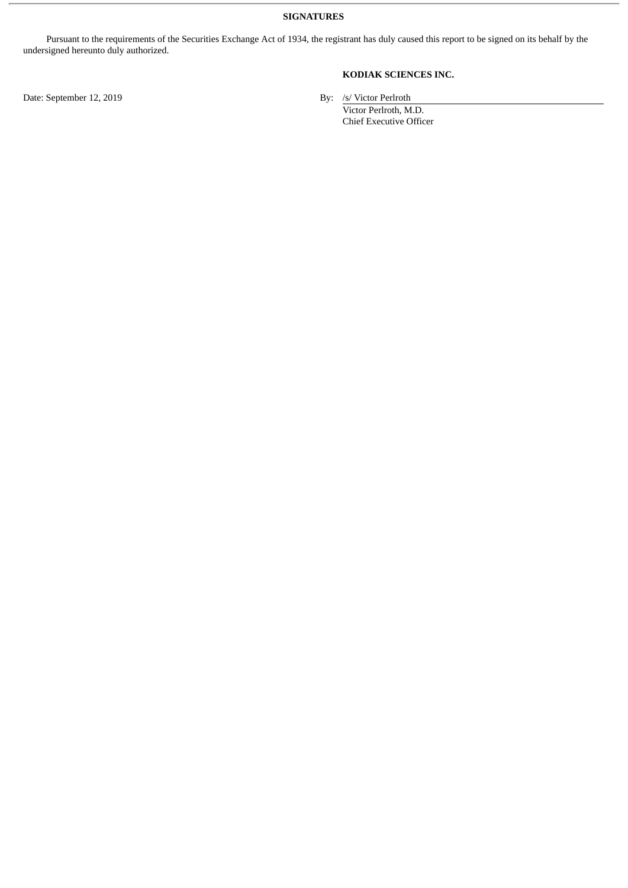**SIGNATURES**

Pursuant to the requirements of the Securities Exchange Act of 1934, the registrant has duly caused this report to be signed on its behalf by the undersigned hereunto duly authorized.

**KODIAK SCIENCES INC.**

Date: September 12, 2019

By: /s/ Victor Perlroth
Victor Perlroth, M.D.
Chief Executive Officer